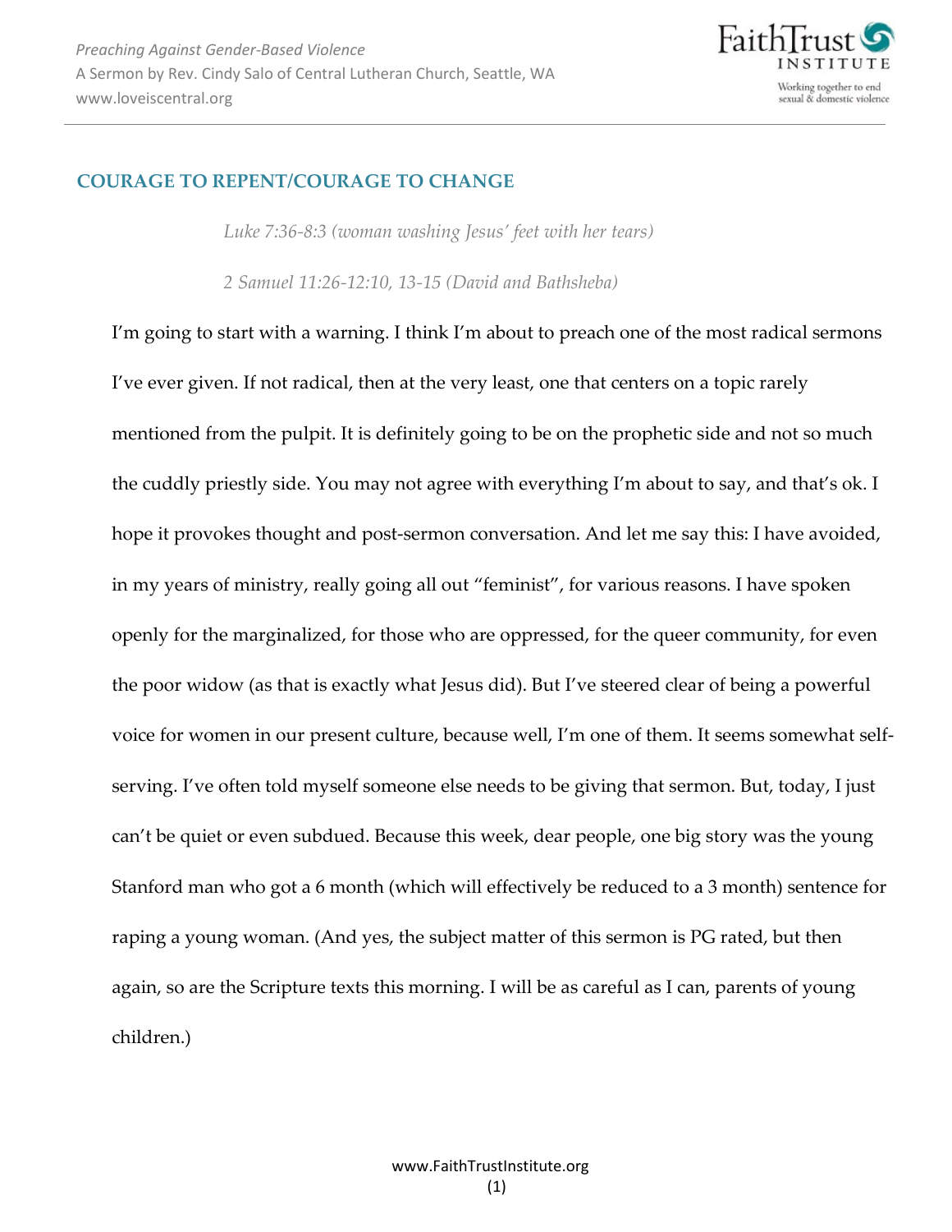## COURAGE TO REPENT/COURAGE TO CHANGE

*Luke 7:36-8:3 (woman washing Jesus' feet with her tears)*

*2 Samuel 11:26-12:10, 13-15 (David and Bathsheba)*

I'm going to start with a warning. I think I'm about to preach one of the most radical sermons I've ever given. If not radical, then at the very least, one that centers on a topic rarely mentioned from the pulpit. It is definitely going to be on the prophetic side and not so much the cuddly priestly side. You may not agree with everything I'm about to say, and that's ok. I hope it provokes thought and post-sermon conversation. And let me say this: I have avoided, in my years of ministry, really going all out "feminist", for various reasons. I have spoken openly for the marginalized, for those who are oppressed, for the queer community, for even the poor widow (as that is exactly what Jesus did). But I've steered clear of being a powerful voice for women in our present culture, because well, I'm one of them. It seems somewhat self-serving. I've often told myself someone else needs to be giving that sermon. But, today, I just can't be quiet or even subdued. Because this week, dear people, one big story was the young Stanford man who got a 6 month (which will effectively be reduced to a 3 month) sentence for raping a young woman. (And yes, the subject matter of this sermon is PG rated, but then again, so are the Scripture texts this morning. I will be as careful as I can, parents of young children.)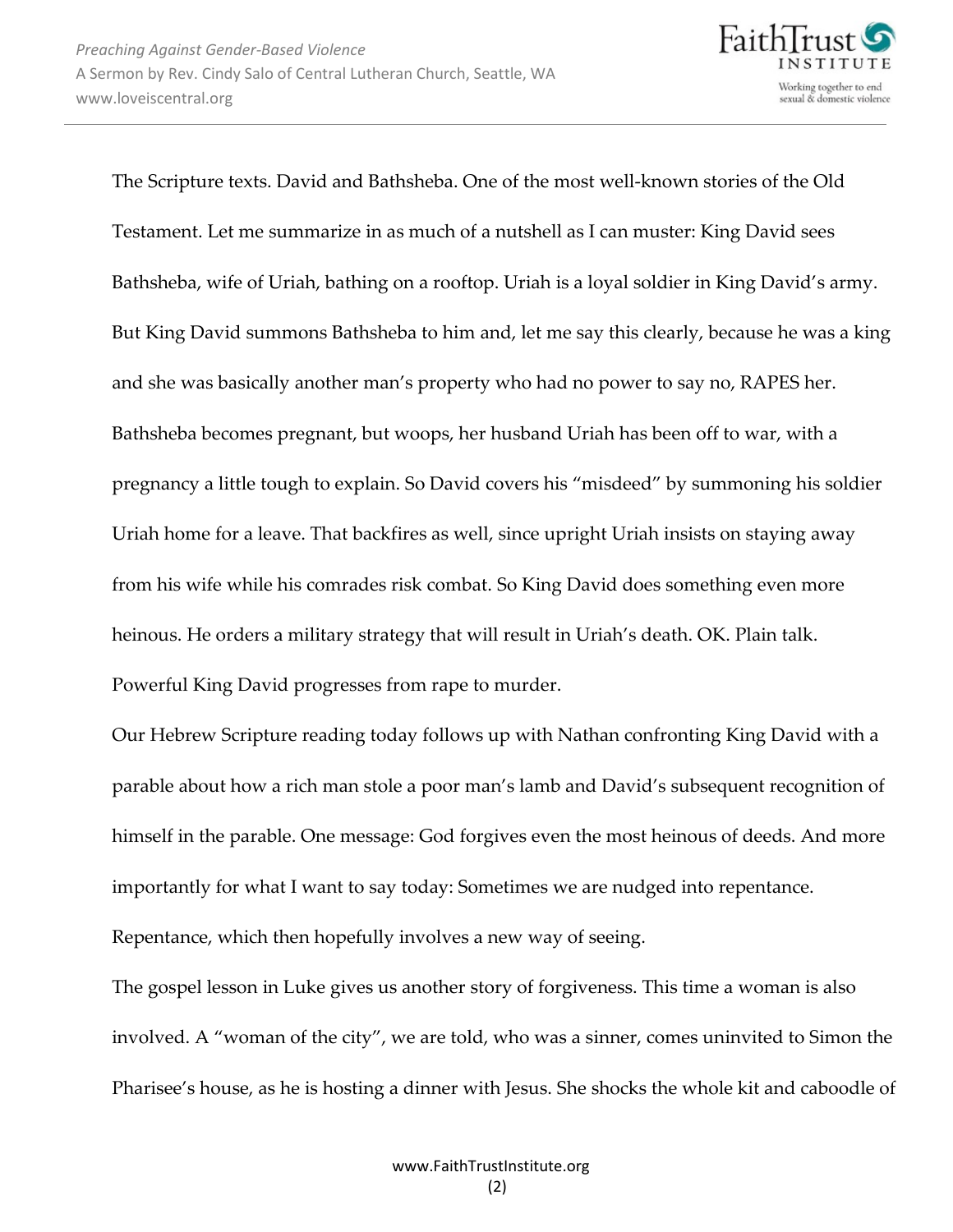The Scripture texts. David and Bathsheba. One of the most well-known stories of the Old Testament. Let me summarize in as much of a nutshell as I can muster: King David sees Bathsheba, wife of Uriah, bathing on a rooftop. Uriah is a loyal soldier in King David's army. But King David summons Bathsheba to him and, let me say this clearly, because he was a king and she was basically another man's property who had no power to say no, RAPES her. Bathsheba becomes pregnant, but woops, her husband Uriah has been off to war, with a pregnancy a little tough to explain. So David covers his "misdeed" by summoning his soldier Uriah home for a leave. That backfires as well, since upright Uriah insists on staying away from his wife while his comrades risk combat. So King David does something even more heinous. He orders a military strategy that will result in Uriah's death. OK. Plain talk. Powerful King David progresses from rape to murder.

Our Hebrew Scripture reading today follows up with Nathan confronting King David with a parable about how a rich man stole a poor man's lamb and David's subsequent recognition of himself in the parable. One message: God forgives even the most heinous of deeds. And more importantly for what I want to say today: Sometimes we are nudged into repentance. Repentance, which then hopefully involves a new way of seeing.

The gospel lesson in Luke gives us another story of forgiveness. This time a woman is also involved. A "woman of the city", we are told, who was a sinner, comes uninvited to Simon the Pharisee's house, as he is hosting a dinner with Jesus. She shocks the whole kit and caboodle of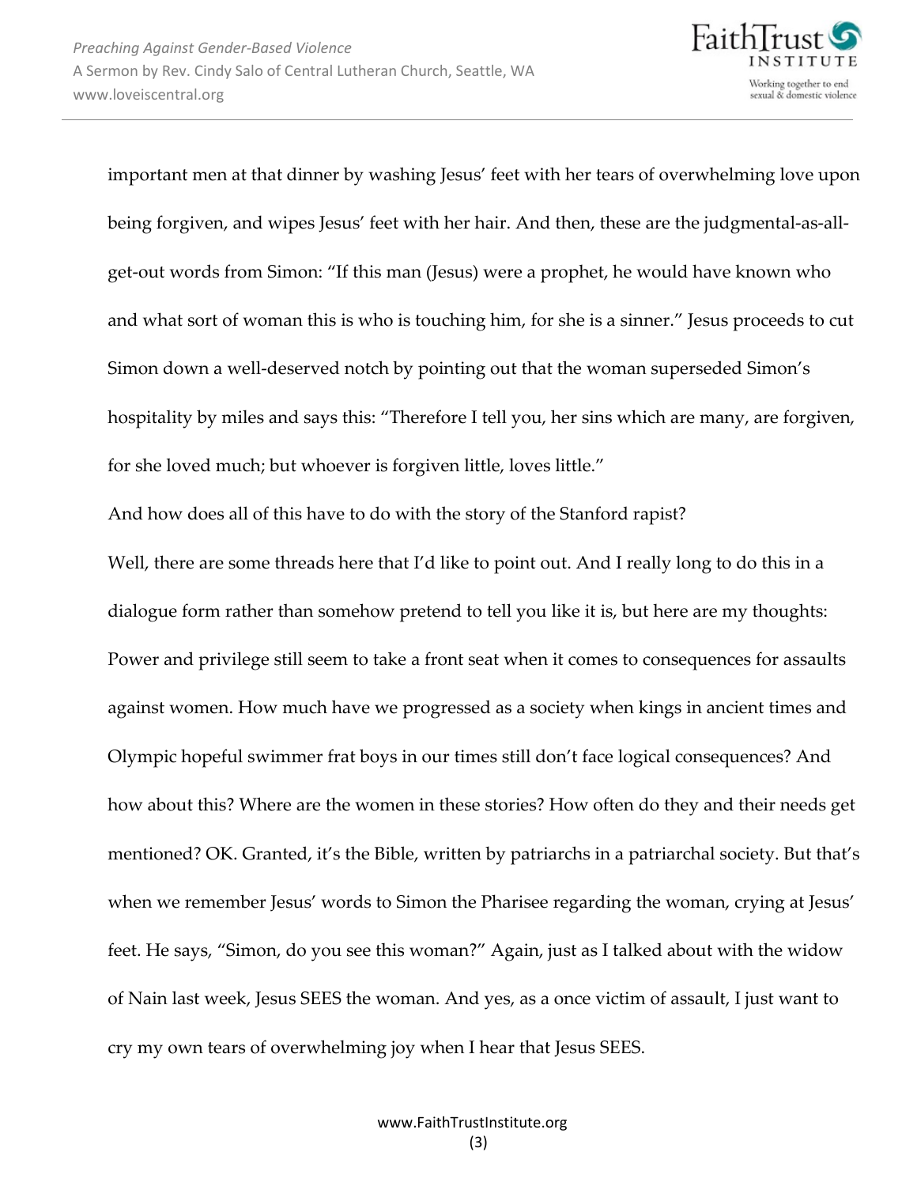important men at that dinner by washing Jesus' feet with her tears of overwhelming love upon being forgiven, and wipes Jesus' feet with her hair. And then, these are the judgmental-as-all-get-out words from Simon: "If this man (Jesus) were a prophet, he would have known who and what sort of woman this is who is touching him, for she is a sinner." Jesus proceeds to cut Simon down a well-deserved notch by pointing out that the woman superseded Simon's hospitality by miles and says this: "Therefore I tell you, her sins which are many, are forgiven, for she loved much; but whoever is forgiven little, loves little."

And how does all of this have to do with the story of the Stanford rapist?

Well, there are some threads here that I'd like to point out. And I really long to do this in a dialogue form rather than somehow pretend to tell you like it is, but here are my thoughts: Power and privilege still seem to take a front seat when it comes to consequences for assaults against women. How much have we progressed as a society when kings in ancient times and Olympic hopeful swimmer frat boys in our times still don't face logical consequences? And how about this? Where are the women in these stories? How often do they and their needs get mentioned? OK. Granted, it's the Bible, written by patriarchs in a patriarchal society. But that's when we remember Jesus' words to Simon the Pharisee regarding the woman, crying at Jesus' feet. He says, "Simon, do you see this woman?" Again, just as I talked about with the widow of Nain last week, Jesus SEES the woman. And yes, as a once victim of assault, I just want to cry my own tears of overwhelming joy when I hear that Jesus SEES.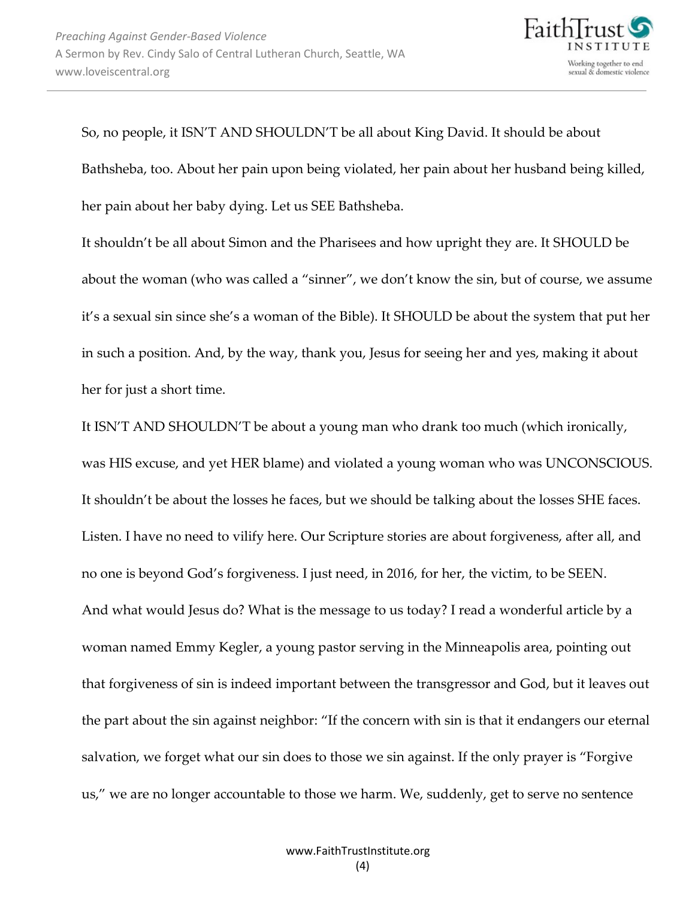So, no people, it ISN'T AND SHOULDN'T be all about King David. It should be about Bathsheba, too. About her pain upon being violated, her pain about her husband being killed, her pain about her baby dying. Let us SEE Bathsheba.

It shouldn't be all about Simon and the Pharisees and how upright they are. It SHOULD be about the woman (who was called a "sinner", we don't know the sin, but of course, we assume it's a sexual sin since she's a woman of the Bible). It SHOULD be about the system that put her in such a position. And, by the way, thank you, Jesus for seeing her and yes, making it about her for just a short time.

It ISN'T AND SHOULDN'T be about a young man who drank too much (which ironically, was HIS excuse, and yet HER blame) and violated a young woman who was UNCONSCIOUS. It shouldn't be about the losses he faces, but we should be talking about the losses SHE faces. Listen. I have no need to vilify here. Our Scripture stories are about forgiveness, after all, and no one is beyond God's forgiveness. I just need, in 2016, for her, the victim, to be SEEN.

And what would Jesus do? What is the message to us today? I read a wonderful article by a woman named Emmy Kegler, a young pastor serving in the Minneapolis area, pointing out that forgiveness of sin is indeed important between the transgressor and God, but it leaves out the part about the sin against neighbor: "If the concern with sin is that it endangers our eternal salvation, we forget what our sin does to those we sin against. If the only prayer is "Forgive us," we are no longer accountable to those we harm. We, suddenly, get to serve no sentence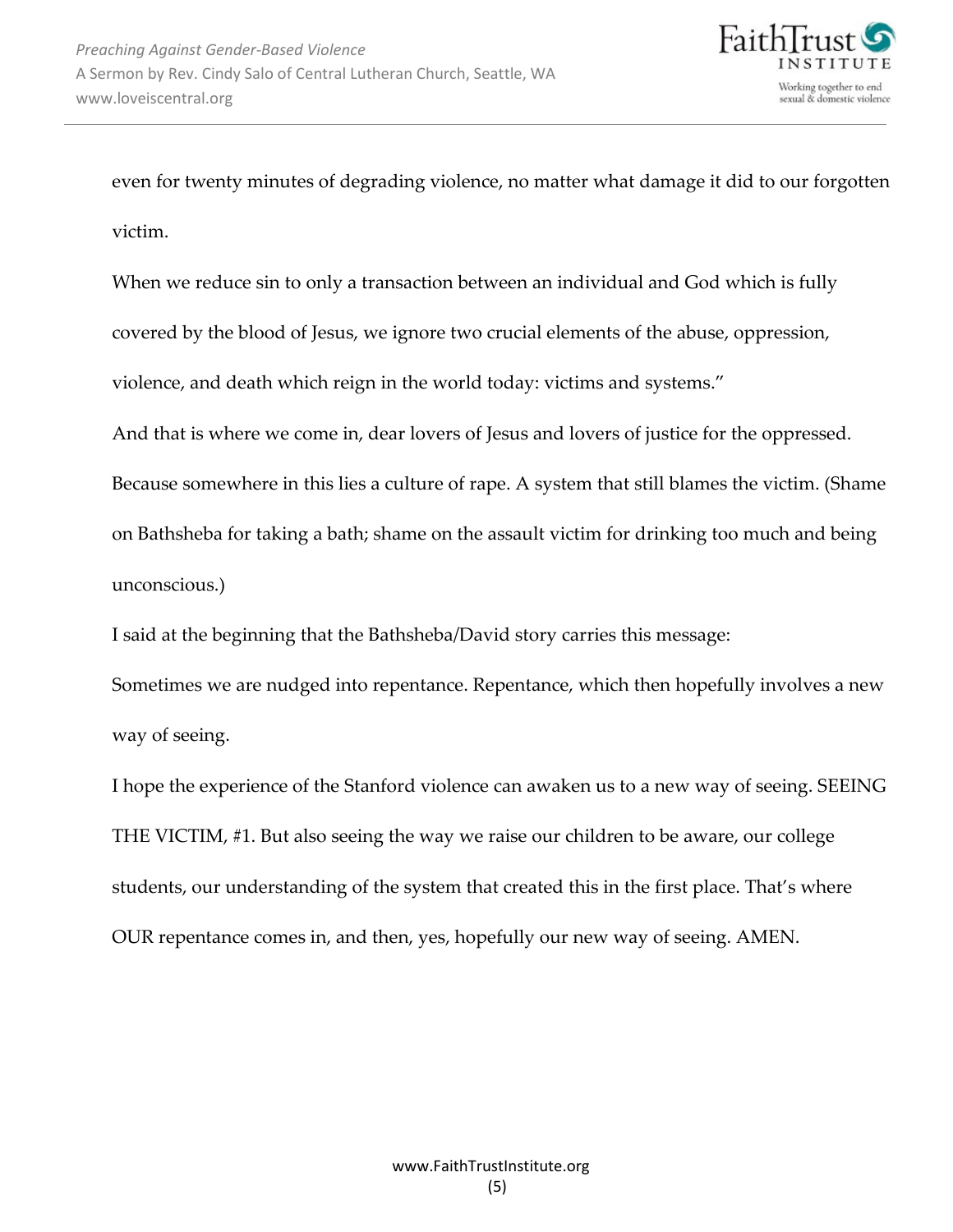even for twenty minutes of degrading violence, no matter what damage it did to our forgotten victim.

When we reduce sin to only a transaction between an individual and God which is fully covered by the blood of Jesus, we ignore two crucial elements of the abuse, oppression, violence, and death which reign in the world today: victims and systems."

And that is where we come in, dear lovers of Jesus and lovers of justice for the oppressed. Because somewhere in this lies a culture of rape. A system that still blames the victim. (Shame on Bathsheba for taking a bath; shame on the assault victim for drinking too much and being unconscious.)

I said at the beginning that the Bathsheba/David story carries this message:

Sometimes we are nudged into repentance. Repentance, which then hopefully involves a new way of seeing.

I hope the experience of the Stanford violence can awaken us to a new way of seeing. SEEING THE VICTIM, #1. But also seeing the way we raise our children to be aware, our college students, our understanding of the system that created this in the first place. That's where OUR repentance comes in, and then, yes, hopefully our new way of seeing. AMEN.